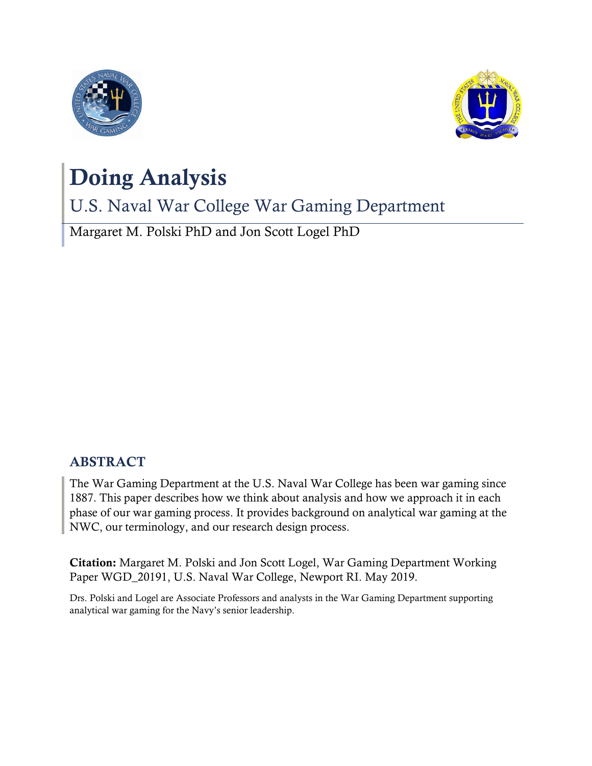# Doing Analysis

## U.S. Naval War College War Gaming Department

Margaret M. Polski PhD and Jon Scott Logel PhD

## ABSTRACT

The War Gaming Department at the U.S. Naval War College has been war gaming since 1887. This paper describes how we think about analysis and how we approach it in each phase of our war gaming process. It provides background on analytical war gaming at the NWC, our terminology, and our research design process.

**Citation:** Margaret M. Polski and Jon Scott Logel, War Gaming Department Working Paper WGD_20191, U.S. Naval War College, Newport RI. May 2019.

Drs. Polski and Logel are Associate Professors and analysts in the War Gaming Department supporting analytical war gaming for the Navy's senior leadership.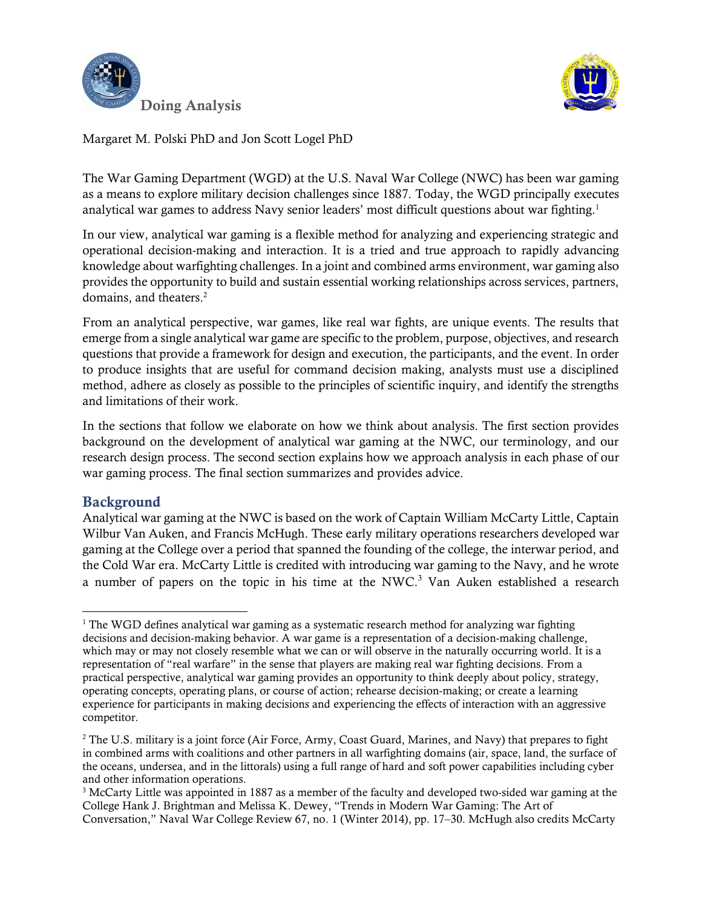# Doing Analysis

Margaret M. Polski PhD and Jon Scott Logel PhD

The War Gaming Department (WGD) at the U.S. Naval War College (NWC) has been war gaming as a means to explore military decision challenges since 1887. Today, the WGD principally executes analytical war games to address Navy senior leaders' most difficult questions about war fighting.[1]

In our view, analytical war gaming is a flexible method for analyzing and experiencing strategic and operational decision-making and interaction. It is a tried and true approach to rapidly advancing knowledge about warfighting challenges. In a joint and combined arms environment, war gaming also provides the opportunity to build and sustain essential working relationships across services, partners, domains, and theaters.[2]

From an analytical perspective, war games, like real war fights, are unique events. The results that emerge from a single analytical war game are specific to the problem, purpose, objectives, and research questions that provide a framework for design and execution, the participants, and the event. In order to produce insights that are useful for command decision making, analysts must use a disciplined method, adhere as closely as possible to the principles of scientific inquiry, and identify the strengths and limitations of their work.

In the sections that follow we elaborate on how we think about analysis. The first section provides background on the development of analytical war gaming at the NWC, our terminology, and our research design process. The second section explains how we approach analysis in each phase of our war gaming process. The final section summarizes and provides advice.

## Background

Analytical war gaming at the NWC is based on the work of Captain William McCarty Little, Captain Wilbur Van Auken, and Francis McHugh. These early military operations researchers developed war gaming at the College over a period that spanned the founding of the college, the interwar period, and the Cold War era. McCarty Little is credited with introducing war gaming to the Navy, and he wrote a number of papers on the topic in his time at the NWC.[3] Van Auken established a research

---

[1] The WGD defines analytical war gaming as a systematic research method for analyzing war fighting decisions and decision-making behavior. A war game is a representation of a decision-making challenge, which may or may not closely resemble what we can or will observe in the naturally occurring world. It is a representation of "real warfare" in the sense that players are making real war fighting decisions. From a practical perspective, analytical war gaming provides an opportunity to think deeply about policy, strategy, operating concepts, operating plans, or course of action; rehearse decision-making; or create a learning experience for participants in making decisions and experiencing the effects of interaction with an aggressive competitor.

[2] The U.S. military is a joint force (Air Force, Army, Coast Guard, Marines, and Navy) that prepares to fight in combined arms with coalitions and other partners in all warfighting domains (air, space, land, the surface of the oceans, undersea, and in the littorals) using a full range of hard and soft power capabilities including cyber and other information operations.

[3] McCarty Little was appointed in 1887 as a member of the faculty and developed two-sided war gaming at the College Hank J. Brightman and Melissa K. Dewey, "Trends in Modern War Gaming: The Art of Conversation," Naval War College Review 67, no. 1 (Winter 2014), pp. 17–30. McHugh also credits McCarty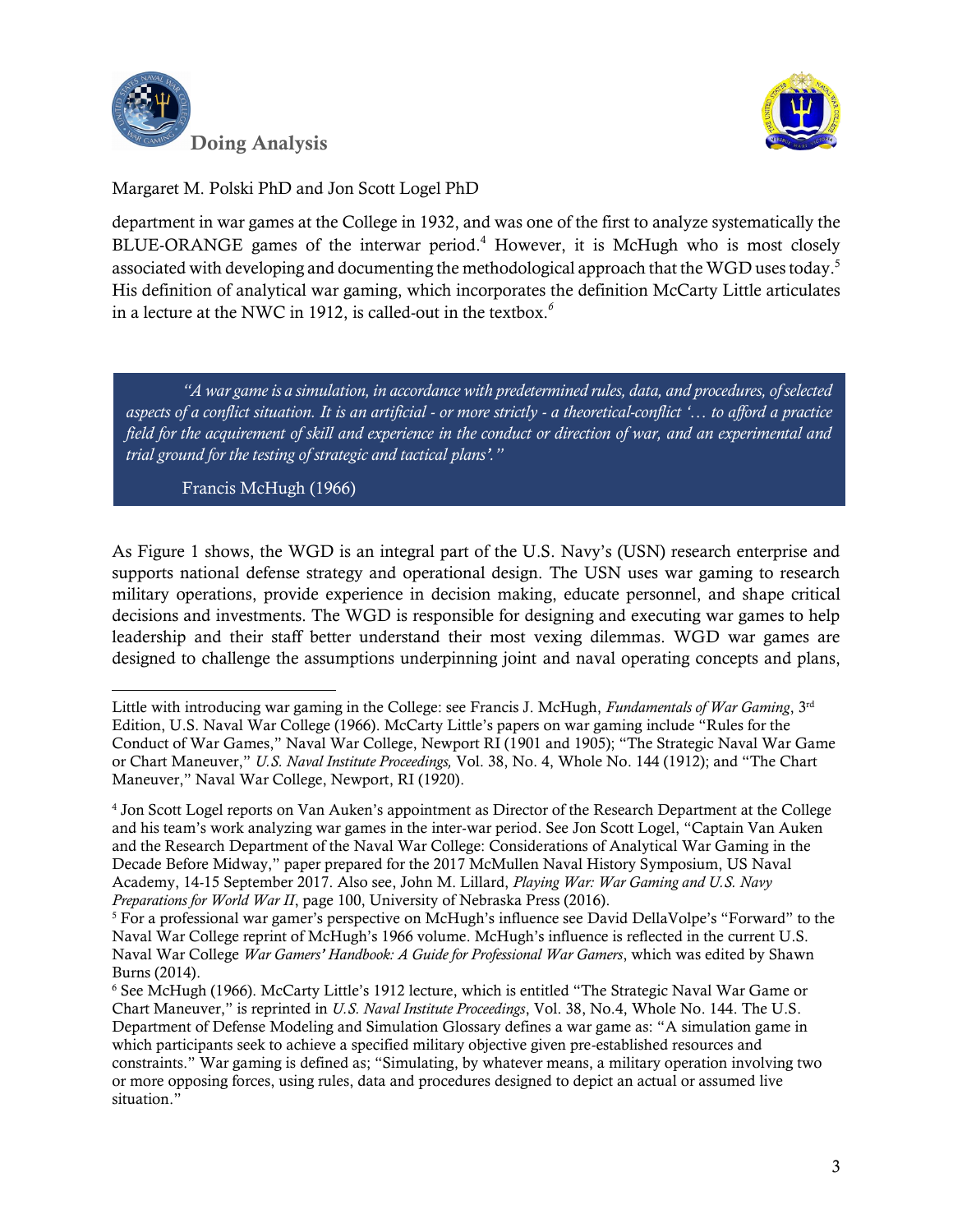department in war games at the College in 1932, and was one of the first to analyze systematically the BLUE-ORANGE games of the interwar period.[4] However, it is McHugh who is most closely associated with developing and documenting the methodological approach that the WGD uses today.[5] His definition of analytical war gaming, which incorporates the definition McCarty Little articulates in a lecture at the NWC in 1912, is called-out in the textbox.[6]

> *"A war game is a simulation, in accordance with predetermined rules, data, and procedures, of selected aspects of a conflict situation. It is an artificial - or more strictly - a theoretical-conflict '… to afford a practice field for the acquirement of skill and experience in the conduct or direction of war, and an experimental and trial ground for the testing of strategic and tactical plans'."*
>
> Francis McHugh (1966)

As Figure 1 shows, the WGD is an integral part of the U.S. Navy's (USN) research enterprise and supports national defense strategy and operational design. The USN uses war gaming to research military operations, provide experience in decision making, educate personnel, and shape critical decisions and investments. The WGD is responsible for designing and executing war games to help leadership and their staff better understand their most vexing dilemmas. WGD war games are designed to challenge the assumptions underpinning joint and naval operating concepts and plans,

---

Little with introducing war gaming in the College: see Francis J. McHugh, *Fundamentals of War Gaming*, 3rd Edition, U.S. Naval War College (1966). McCarty Little's papers on war gaming include "Rules for the Conduct of War Games," Naval War College, Newport RI (1901 and 1905); "The Strategic Naval War Game or Chart Maneuver," *U.S. Naval Institute Proceedings,* Vol. 38, No. 4, Whole No. 144 (1912); and "The Chart Maneuver," Naval War College, Newport, RI (1920).

[4] Jon Scott Logel reports on Van Auken's appointment as Director of the Research Department at the College and his team's work analyzing war games in the inter-war period. See Jon Scott Logel, "Captain Van Auken and the Research Department of the Naval War College: Considerations of Analytical War Gaming in the Decade Before Midway," paper prepared for the 2017 McMullen Naval History Symposium, US Naval Academy, 14-15 September 2017. Also see, John M. Lillard, *Playing War: War Gaming and U.S. Navy Preparations for World War II*, page 100, University of Nebraska Press (2016).

[5] For a professional war gamer's perspective on McHugh's influence see David DellaVolpe's "Forward" to the Naval War College reprint of McHugh's 1966 volume. McHugh's influence is reflected in the current U.S. Naval War College *War Gamers' Handbook: A Guide for Professional War Gamers*, which was edited by Shawn Burns (2014).

[6] See McHugh (1966). McCarty Little's 1912 lecture, which is entitled "The Strategic Naval War Game or Chart Maneuver," is reprinted in *U.S. Naval Institute Proceedings*, Vol. 38, No.4, Whole No. 144. The U.S. Department of Defense Modeling and Simulation Glossary defines a war game as: "A simulation game in which participants seek to achieve a specified military objective given pre-established resources and constraints." War gaming is defined as; "Simulating, by whatever means, a military operation involving two or more opposing forces, using rules, data and procedures designed to depict an actual or assumed live situation."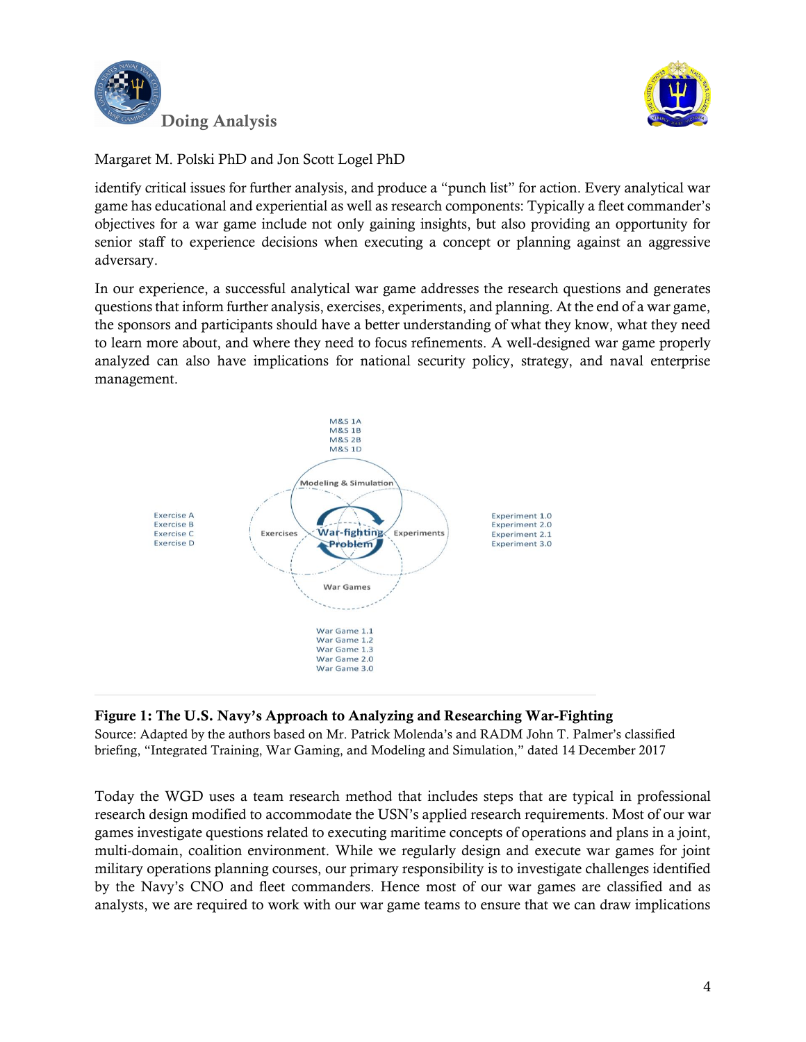identify critical issues for further analysis, and produce a "punch list" for action. Every analytical war game has educational and experiential as well as research components: Typically a fleet commander's objectives for a war game include not only gaining insights, but also providing an opportunity for senior staff to experience decisions when executing a concept or planning against an aggressive adversary.

In our experience, a successful analytical war game addresses the research questions and generates questions that inform further analysis, exercises, experiments, and planning. At the end of a war game, the sponsors and participants should have a better understanding of what they know, what they need to learn more about, and where they need to focus refinements. A well-designed war game properly analyzed can also have implications for national security policy, strategy, and naval enterprise management.

M&S 1A
M&S 1B
M&S 2B
M&S 1D

Modeling & Simulation

Exercise A
Exercise B
Exercise C
Exercise D

Exercises

War-fighting Problem

Experiments

Experiment 1.0
Experiment 2.0
Experiment 2.1
Experiment 3.0

War Games

War Game 1.1
War Game 1.2
War Game 1.3
War Game 2.0
War Game 3.0

**Figure 1: The U.S. Navy's Approach to Analyzing and Researching War-Fighting**
Source: Adapted by the authors based on Mr. Patrick Molenda's and RADM John T. Palmer's classified briefing, "Integrated Training, War Gaming, and Modeling and Simulation," dated 14 December 2017

Today the WGD uses a team research method that includes steps that are typical in professional research design modified to accommodate the USN's applied research requirements. Most of our war games investigate questions related to executing maritime concepts of operations and plans in a joint, multi-domain, coalition environment. While we regularly design and execute war games for joint military operations planning courses, our primary responsibility is to investigate challenges identified by the Navy's CNO and fleet commanders. Hence most of our war games are classified and as analysts, we are required to work with our war game teams to ensure that we can draw implications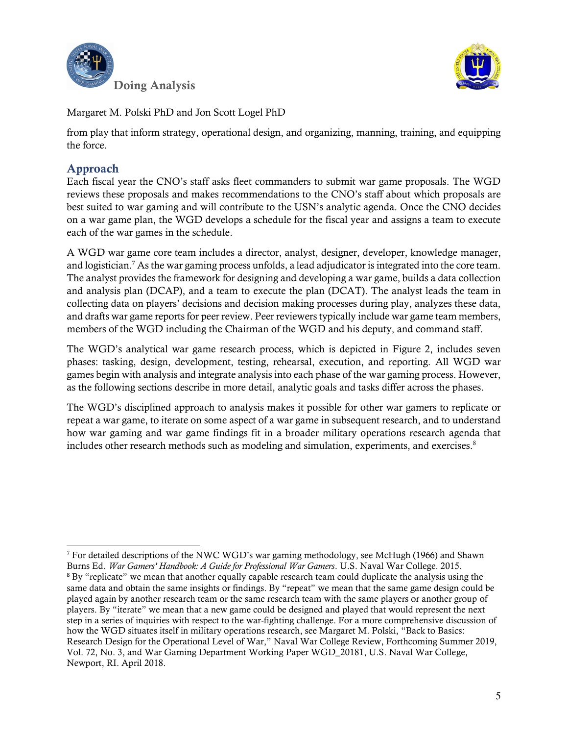from play that inform strategy, operational design, and organizing, manning, training, and equipping the force.

## Approach

Each fiscal year the CNO's staff asks fleet commanders to submit war game proposals. The WGD reviews these proposals and makes recommendations to the CNO's staff about which proposals are best suited to war gaming and will contribute to the USN's analytic agenda. Once the CNO decides on a war game plan, the WGD develops a schedule for the fiscal year and assigns a team to execute each of the war games in the schedule.

A WGD war game core team includes a director, analyst, designer, developer, knowledge manager, and logistician.[7] As the war gaming process unfolds, a lead adjudicator is integrated into the core team. The analyst provides the framework for designing and developing a war game, builds a data collection and analysis plan (DCAP), and a team to execute the plan (DCAT). The analyst leads the team in collecting data on players' decisions and decision making processes during play, analyzes these data, and drafts war game reports for peer review. Peer reviewers typically include war game team members, members of the WGD including the Chairman of the WGD and his deputy, and command staff.

The WGD's analytical war game research process, which is depicted in Figure 2, includes seven phases: tasking, design, development, testing, rehearsal, execution, and reporting. All WGD war games begin with analysis and integrate analysis into each phase of the war gaming process. However, as the following sections describe in more detail, analytic goals and tasks differ across the phases.

The WGD's disciplined approach to analysis makes it possible for other war gamers to replicate or repeat a war game, to iterate on some aspect of a war game in subsequent research, and to understand how war gaming and war game findings fit in a broader military operations research agenda that includes other research methods such as modeling and simulation, experiments, and exercises.[8]

---

[7] For detailed descriptions of the NWC WGD's war gaming methodology, see McHugh (1966) and Shawn Burns Ed. *War Gamers' Handbook: A Guide for Professional War Gamers*. U.S. Naval War College. 2015.

[8] By "replicate" we mean that another equally capable research team could duplicate the analysis using the same data and obtain the same insights or findings. By "repeat" we mean that the same game design could be played again by another research team or the same research team with the same players or another group of players. By "iterate" we mean that a new game could be designed and played that would represent the next step in a series of inquiries with respect to the war-fighting challenge. For a more comprehensive discussion of how the WGD situates itself in military operations research, see Margaret M. Polski, "Back to Basics: Research Design for the Operational Level of War," Naval War College Review, Forthcoming Summer 2019, Vol. 72, No. 3, and War Gaming Department Working Paper WGD_20181, U.S. Naval War College, Newport, RI. April 2018.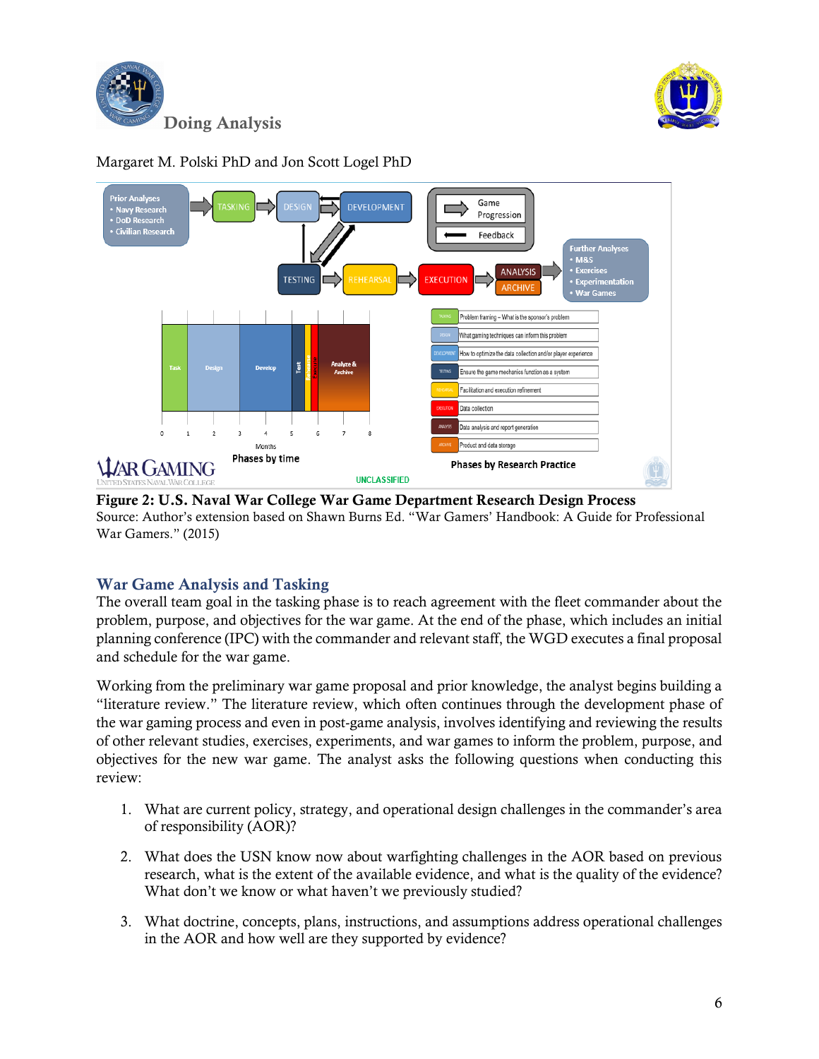**Figure 2: U.S. Naval War College War Game Department Research Design Process**
Source: Author's extension based on Shawn Burns Ed. "War Gamers' Handbook: A Guide for Professional War Gamers." (2015)

## War Game Analysis and Tasking

The overall team goal in the tasking phase is to reach agreement with the fleet commander about the problem, purpose, and objectives for the war game. At the end of the phase, which includes an initial planning conference (IPC) with the commander and relevant staff, the WGD executes a final proposal and schedule for the war game.

Working from the preliminary war game proposal and prior knowledge, the analyst begins building a "literature review." The literature review, which often continues through the development phase of the war gaming process and even in post-game analysis, involves identifying and reviewing the results of other relevant studies, exercises, experiments, and war games to inform the problem, purpose, and objectives for the new war game. The analyst asks the following questions when conducting this review:

1. What are current policy, strategy, and operational design challenges in the commander's area of responsibility (AOR)?
2. What does the USN know now about warfighting challenges in the AOR based on previous research, what is the extent of the available evidence, and what is the quality of the evidence? What don't we know or what haven't we previously studied?
3. What doctrine, concepts, plans, instructions, and assumptions address operational challenges in the AOR and how well are they supported by evidence?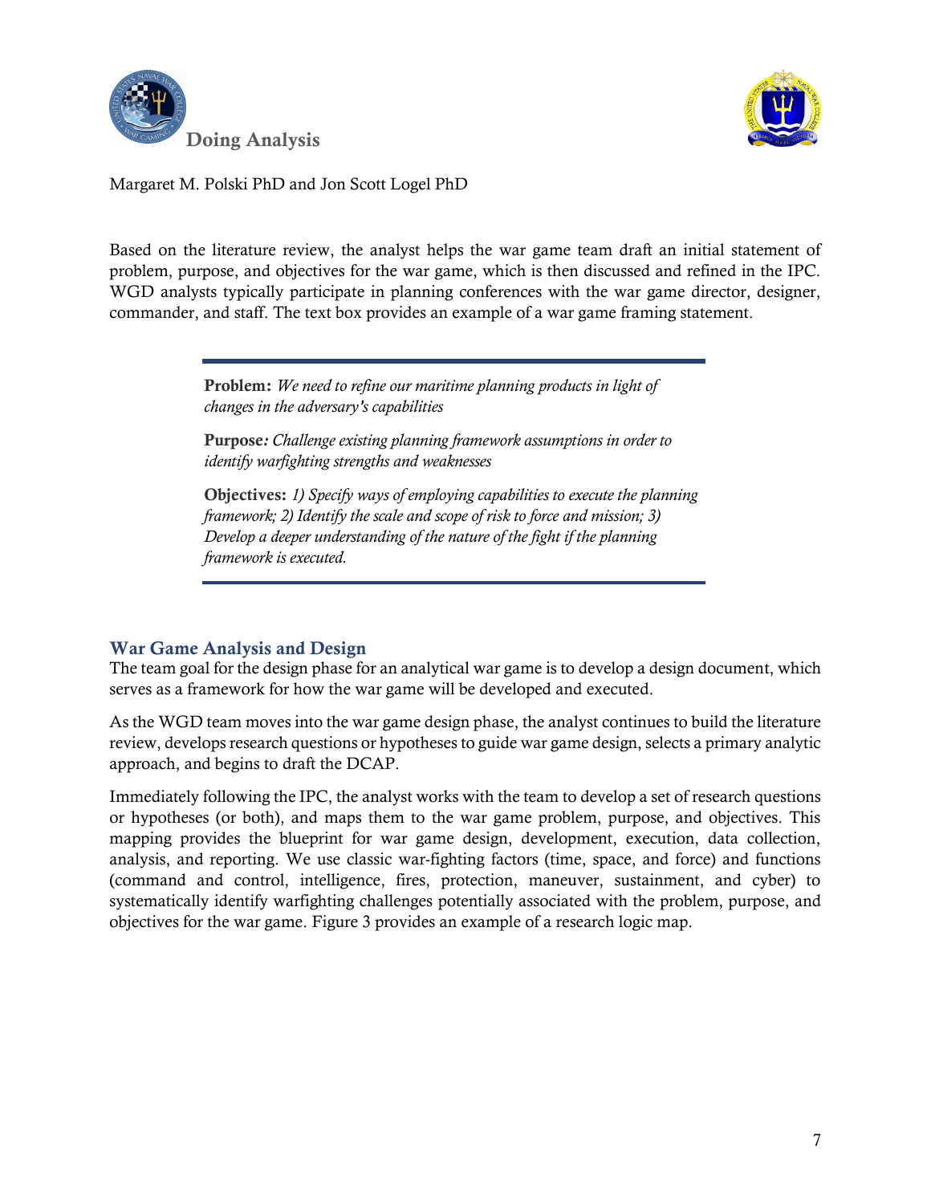Based on the literature review, the analyst helps the war game team draft an initial statement of problem, purpose, and objectives for the war game, which is then discussed and refined in the IPC. WGD analysts typically participate in planning conferences with the war game director, designer, commander, and staff. The text box provides an example of a war game framing statement.

---

**Problem:** *We need to refine our maritime planning products in light of changes in the adversary's capabilities*

**Purpose***:* *Challenge existing planning framework assumptions in order to identify warfighting strengths and weaknesses*

**Objectives:** *1) Specify ways of employing capabilities to execute the planning framework; 2) Identify the scale and scope of risk to force and mission; 3) Develop a deeper understanding of the nature of the fight if the planning framework is executed.*

---

## War Game Analysis and Design

The team goal for the design phase for an analytical war game is to develop a design document, which serves as a framework for how the war game will be developed and executed.

As the WGD team moves into the war game design phase, the analyst continues to build the literature review, develops research questions or hypotheses to guide war game design, selects a primary analytic approach, and begins to draft the DCAP.

Immediately following the IPC, the analyst works with the team to develop a set of research questions or hypotheses (or both), and maps them to the war game problem, purpose, and objectives. This mapping provides the blueprint for war game design, development, execution, data collection, analysis, and reporting. We use classic war-fighting factors (time, space, and force) and functions (command and control, intelligence, fires, protection, maneuver, sustainment, and cyber) to systematically identify warfighting challenges potentially associated with the problem, purpose, and objectives for the war game. Figure 3 provides an example of a research logic map.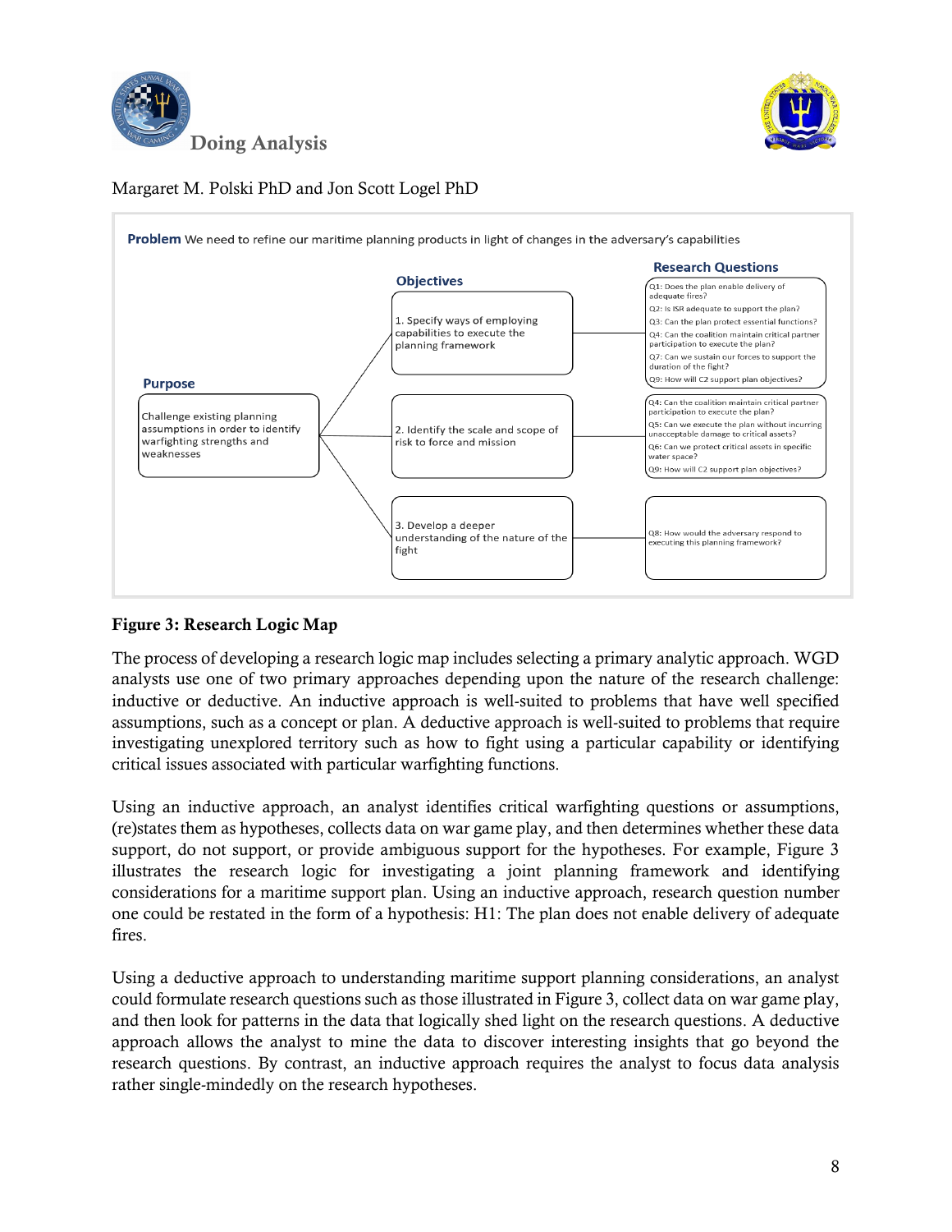Margaret M. Polski PhD and Jon Scott Logel PhD

**Problem** We need to refine our maritime planning products in light of changes in the adversary's capabilities

| Purpose | Objectives | Research Questions |
|---|---|---|
| Challenge existing planning assumptions in order to identify warfighting strengths and weaknesses | 1. Specify ways of employing capabilities to execute the planning framework | Q1: Does the plan enable delivery of adequate fires?<br>Q2: Is ISR adequate to support the plan?<br>Q3: Can the plan protect essential functions?<br>Q4: Can the coalition maintain critical partner participation to execute the plan?<br>Q7: Can we sustain our forces to support the duration of the fight?<br>Q9: How will C2 support plan objectives? |
| | 2. Identify the scale and scope of risk to force and mission | Q4: Can the coalition maintain critical partner participation to execute the plan?<br>Q5: Can we execute the plan without incurring unacceptable damage to critical assets?<br>Q6: Can we protect critical assets in specific water space?<br>Q9: How will C2 support plan objectives? |
| | 3. Develop a deeper understanding of the nature of the fight | Q8: How would the adversary respond to executing this planning framework? |

**Figure 3: Research Logic Map**

The process of developing a research logic map includes selecting a primary analytic approach. WGD analysts use one of two primary approaches depending upon the nature of the research challenge: inductive or deductive. An inductive approach is well-suited to problems that have well specified assumptions, such as a concept or plan. A deductive approach is well-suited to problems that require investigating unexplored territory such as how to fight using a particular capability or identifying critical issues associated with particular warfighting functions.

Using an inductive approach, an analyst identifies critical warfighting questions or assumptions, (re)states them as hypotheses, collects data on war game play, and then determines whether these data support, do not support, or provide ambiguous support for the hypotheses. For example, Figure 3 illustrates the research logic for investigating a joint planning framework and identifying considerations for a maritime support plan. Using an inductive approach, research question number one could be restated in the form of a hypothesis: H1: The plan does not enable delivery of adequate fires.

Using a deductive approach to understanding maritime support planning considerations, an analyst could formulate research questions such as those illustrated in Figure 3, collect data on war game play, and then look for patterns in the data that logically shed light on the research questions. A deductive approach allows the analyst to mine the data to discover interesting insights that go beyond the research questions. By contrast, an inductive approach requires the analyst to focus data analysis rather single-mindedly on the research hypotheses.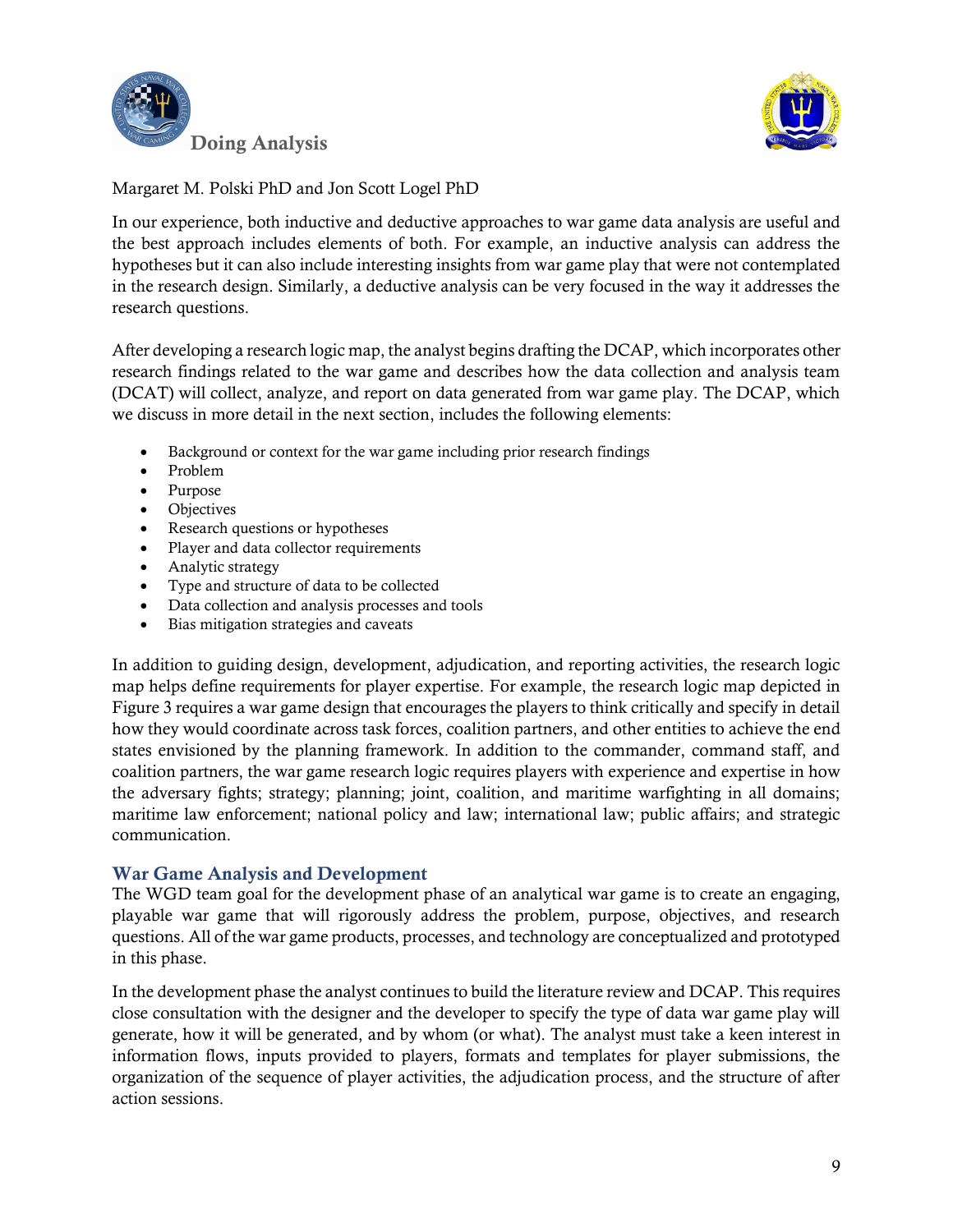# Doing Analysis

Margaret M. Polski PhD and Jon Scott Logel PhD

In our experience, both inductive and deductive approaches to war game data analysis are useful and the best approach includes elements of both. For example, an inductive analysis can address the hypotheses but it can also include interesting insights from war game play that were not contemplated in the research design. Similarly, a deductive analysis can be very focused in the way it addresses the research questions.

After developing a research logic map, the analyst begins drafting the DCAP, which incorporates other research findings related to the war game and describes how the data collection and analysis team (DCAT) will collect, analyze, and report on data generated from war game play. The DCAP, which we discuss in more detail in the next section, includes the following elements:

- Background or context for the war game including prior research findings
- Problem
- Purpose
- Objectives
- Research questions or hypotheses
- Player and data collector requirements
- Analytic strategy
- Type and structure of data to be collected
- Data collection and analysis processes and tools
- Bias mitigation strategies and caveats

In addition to guiding design, development, adjudication, and reporting activities, the research logic map helps define requirements for player expertise. For example, the research logic map depicted in Figure 3 requires a war game design that encourages the players to think critically and specify in detail how they would coordinate across task forces, coalition partners, and other entities to achieve the end states envisioned by the planning framework. In addition to the commander, command staff, and coalition partners, the war game research logic requires players with experience and expertise in how the adversary fights; strategy; planning; joint, coalition, and maritime warfighting in all domains; maritime law enforcement; national policy and law; international law; public affairs; and strategic communication.

## War Game Analysis and Development

The WGD team goal for the development phase of an analytical war game is to create an engaging, playable war game that will rigorously address the problem, purpose, objectives, and research questions. All of the war game products, processes, and technology are conceptualized and prototyped in this phase.

In the development phase the analyst continues to build the literature review and DCAP. This requires close consultation with the designer and the developer to specify the type of data war game play will generate, how it will be generated, and by whom (or what). The analyst must take a keen interest in information flows, inputs provided to players, formats and templates for player submissions, the organization of the sequence of player activities, the adjudication process, and the structure of after action sessions.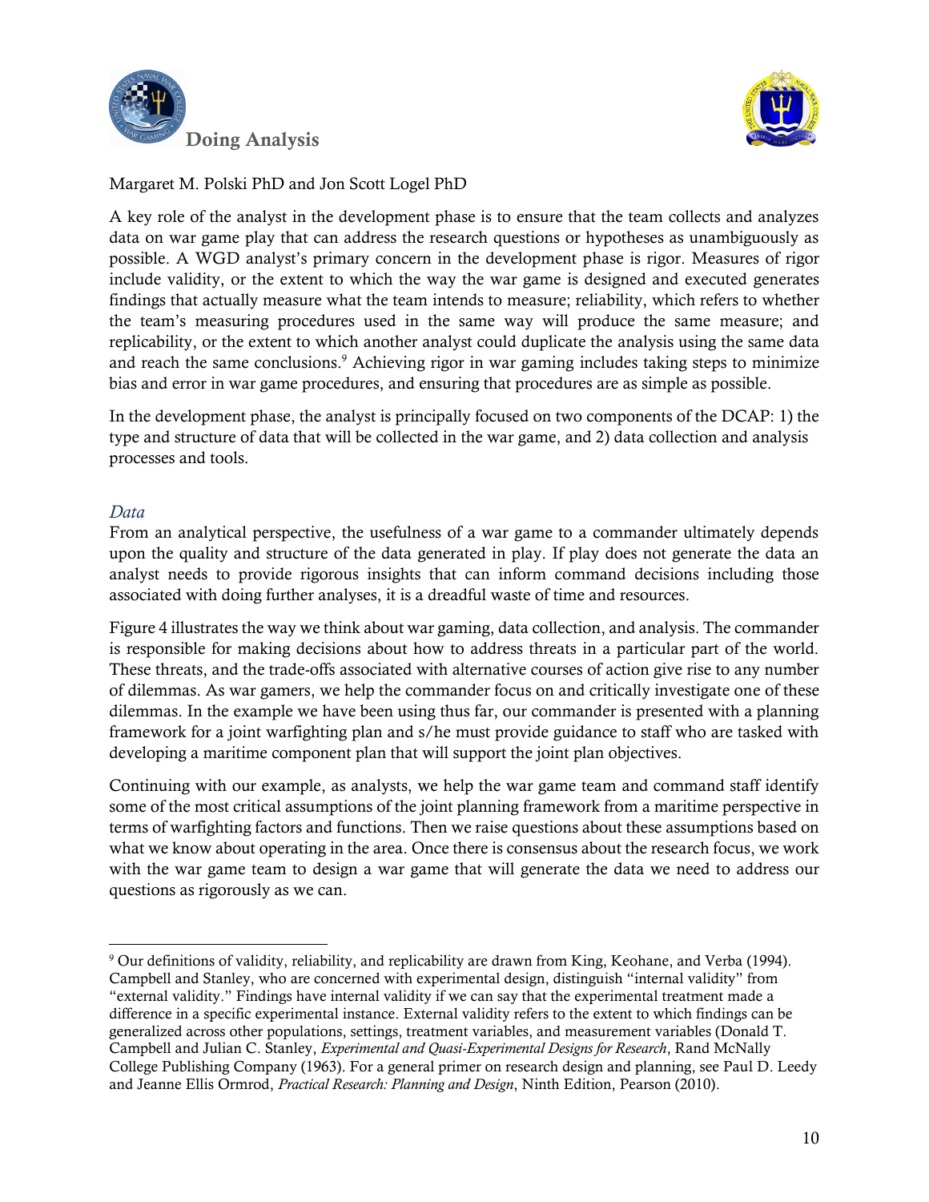## Doing Analysis

Margaret M. Polski PhD and Jon Scott Logel PhD

A key role of the analyst in the development phase is to ensure that the team collects and analyzes data on war game play that can address the research questions or hypotheses as unambiguously as possible. A WGD analyst's primary concern in the development phase is rigor. Measures of rigor include validity, or the extent to which the way the war game is designed and executed generates findings that actually measure what the team intends to measure; reliability, which refers to whether the team's measuring procedures used in the same way will produce the same measure; and replicability, or the extent to which another analyst could duplicate the analysis using the same data and reach the same conclusions.[9] Achieving rigor in war gaming includes taking steps to minimize bias and error in war game procedures, and ensuring that procedures are as simple as possible.

In the development phase, the analyst is principally focused on two components of the DCAP: 1) the type and structure of data that will be collected in the war game, and 2) data collection and analysis processes and tools.

### *Data*

From an analytical perspective, the usefulness of a war game to a commander ultimately depends upon the quality and structure of the data generated in play. If play does not generate the data an analyst needs to provide rigorous insights that can inform command decisions including those associated with doing further analyses, it is a dreadful waste of time and resources.

Figure 4 illustrates the way we think about war gaming, data collection, and analysis. The commander is responsible for making decisions about how to address threats in a particular part of the world. These threats, and the trade-offs associated with alternative courses of action give rise to any number of dilemmas. As war gamers, we help the commander focus on and critically investigate one of these dilemmas. In the example we have been using thus far, our commander is presented with a planning framework for a joint warfighting plan and s/he must provide guidance to staff who are tasked with developing a maritime component plan that will support the joint plan objectives.

Continuing with our example, as analysts, we help the war game team and command staff identify some of the most critical assumptions of the joint planning framework from a maritime perspective in terms of warfighting factors and functions. Then we raise questions about these assumptions based on what we know about operating in the area. Once there is consensus about the research focus, we work with the war game team to design a war game that will generate the data we need to address our questions as rigorously as we can.

---

[9] Our definitions of validity, reliability, and replicability are drawn from King, Keohane, and Verba (1994). Campbell and Stanley, who are concerned with experimental design, distinguish "internal validity" from "external validity." Findings have internal validity if we can say that the experimental treatment made a difference in a specific experimental instance. External validity refers to the extent to which findings can be generalized across other populations, settings, treatment variables, and measurement variables (Donald T. Campbell and Julian C. Stanley, *Experimental and Quasi-Experimental Designs for Research*, Rand McNally College Publishing Company (1963). For a general primer on research design and planning, see Paul D. Leedy and Jeanne Ellis Ormrod, *Practical Research: Planning and Design*, Ninth Edition, Pearson (2010).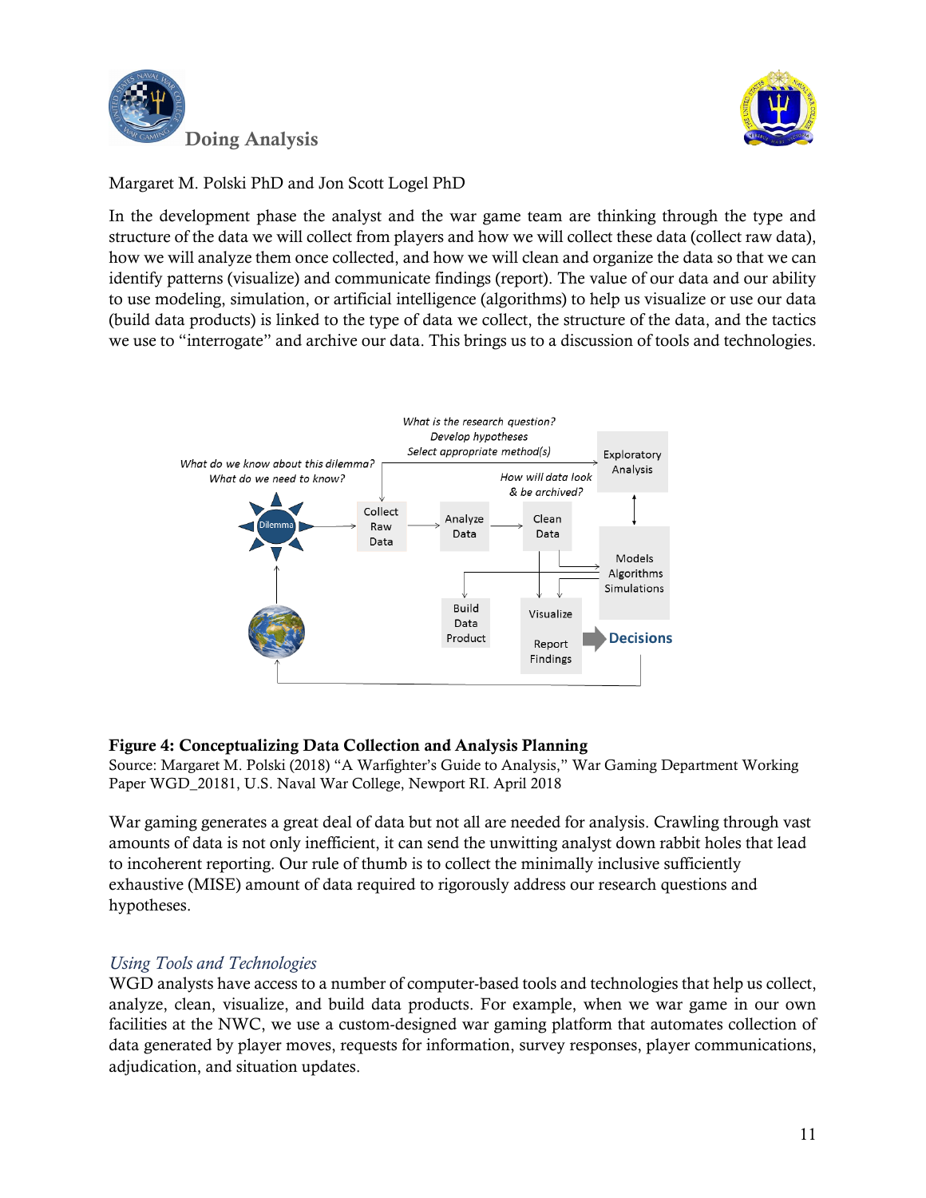Margaret M. Polski PhD and Jon Scott Logel PhD

In the development phase the analyst and the war game team are thinking through the type and structure of the data we will collect from players and how we will collect these data (collect raw data), how we will analyze them once collected, and how we will clean and organize the data so that we can identify patterns (visualize) and communicate findings (report). The value of our data and our ability to use modeling, simulation, or artificial intelligence (algorithms) to help us visualize or use our data (build data products) is linked to the type of data we collect, the structure of the data, and the tactics we use to "interrogate" and archive our data. This brings us to a discussion of tools and technologies.

**Figure 4: Conceptualizing Data Collection and Analysis Planning**

Source: Margaret M. Polski (2018) "A Warfighter's Guide to Analysis," War Gaming Department Working Paper WGD_20181, U.S. Naval War College, Newport RI. April 2018

War gaming generates a great deal of data but not all are needed for analysis. Crawling through vast amounts of data is not only inefficient, it can send the unwitting analyst down rabbit holes that lead to incoherent reporting. Our rule of thumb is to collect the minimally inclusive sufficiently exhaustive (MISE) amount of data required to rigorously address our research questions and hypotheses.

## *Using Tools and Technologies*

WGD analysts have access to a number of computer-based tools and technologies that help us collect, analyze, clean, visualize, and build data products. For example, when we war game in our own facilities at the NWC, we use a custom-designed war gaming platform that automates collection of data generated by player moves, requests for information, survey responses, player communications, adjudication, and situation updates.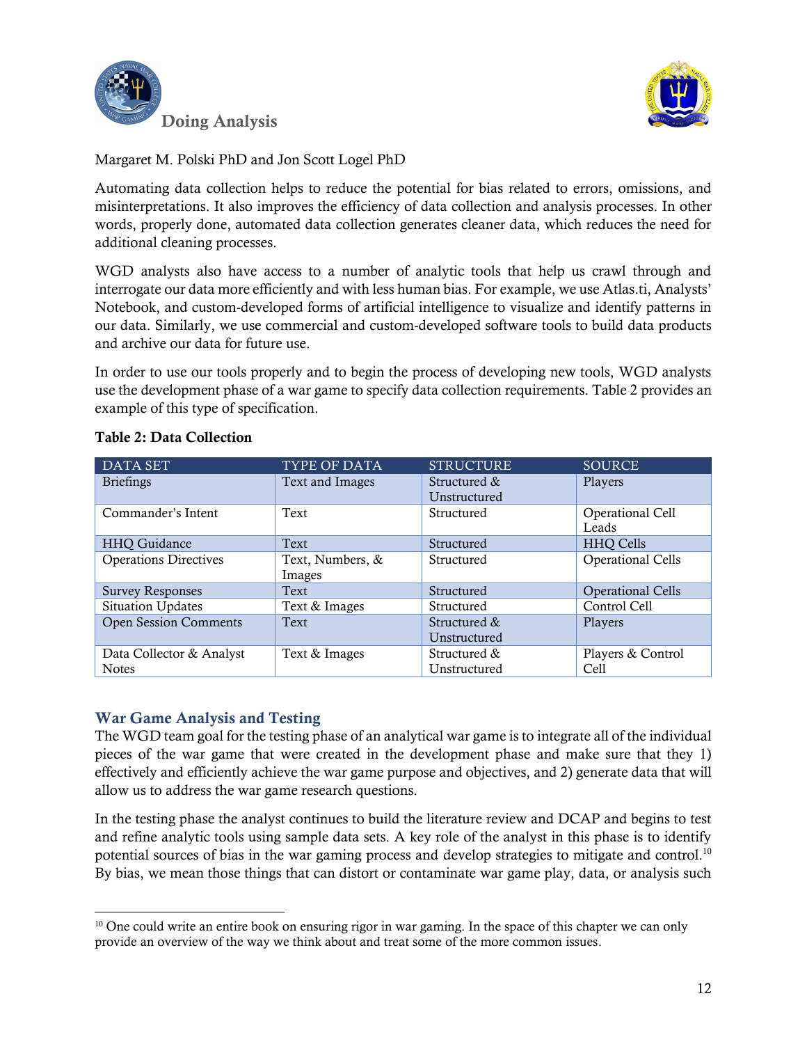Margaret M. Polski PhD and Jon Scott Logel PhD

Automating data collection helps to reduce the potential for bias related to errors, omissions, and misinterpretations. It also improves the efficiency of data collection and analysis processes. In other words, properly done, automated data collection generates cleaner data, which reduces the need for additional cleaning processes.

WGD analysts also have access to a number of analytic tools that help us crawl through and interrogate our data more efficiently and with less human bias. For example, we use Atlas.ti, Analysts' Notebook, and custom-developed forms of artificial intelligence to visualize and identify patterns in our data. Similarly, we use commercial and custom-developed software tools to build data products and archive our data for future use.

In order to use our tools properly and to begin the process of developing new tools, WGD analysts use the development phase of a war game to specify data collection requirements. Table 2 provides an example of this type of specification.

**Table 2: Data Collection**

| DATA SET | TYPE OF DATA | STRUCTURE | SOURCE |
|---|---|---|---|
| Briefings | Text and Images | Structured & Unstructured | Players |
| Commander's Intent | Text | Structured | Operational Cell Leads |
| HHQ Guidance | Text | Structured | HHQ Cells |
| Operations Directives | Text, Numbers, & Images | Structured | Operational Cells |
| Survey Responses | Text | Structured | Operational Cells |
| Situation Updates | Text & Images | Structured | Control Cell |
| Open Session Comments | Text | Structured & Unstructured | Players |
| Data Collector & Analyst Notes | Text & Images | Structured & Unstructured | Players & Control Cell |

## War Game Analysis and Testing

The WGD team goal for the testing phase of an analytical war game is to integrate all of the individual pieces of the war game that were created in the development phase and make sure that they 1) effectively and efficiently achieve the war game purpose and objectives, and 2) generate data that will allow us to address the war game research questions.

In the testing phase the analyst continues to build the literature review and DCAP and begins to test and refine analytic tools using sample data sets. A key role of the analyst in this phase is to identify potential sources of bias in the war gaming process and develop strategies to mitigate and control.[10] By bias, we mean those things that can distort or contaminate war game play, data, or analysis such

[10] One could write an entire book on ensuring rigor in war gaming. In the space of this chapter we can only provide an overview of the way we think about and treat some of the more common issues.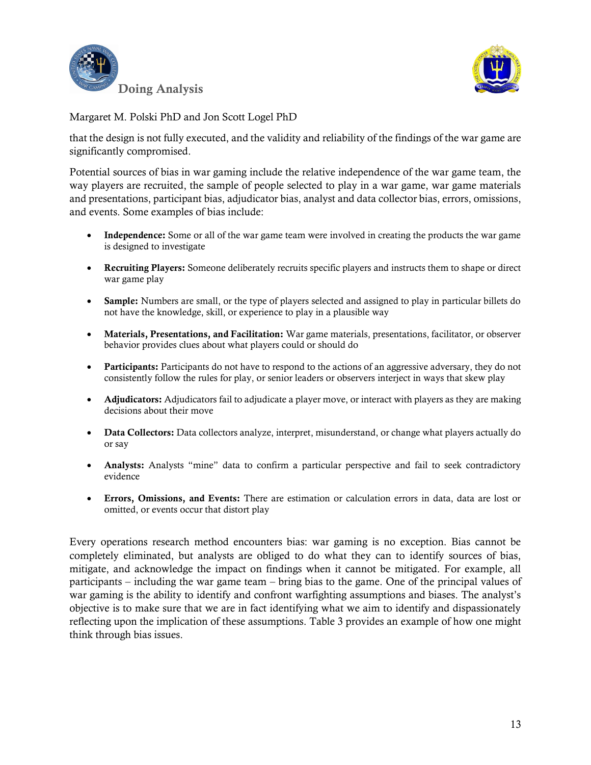that the design is not fully executed, and the validity and reliability of the findings of the war game are significantly compromised.

Potential sources of bias in war gaming include the relative independence of the war game team, the way players are recruited, the sample of people selected to play in a war game, war game materials and presentations, participant bias, adjudicator bias, analyst and data collector bias, errors, omissions, and events. Some examples of bias include:

- **Independence:** Some or all of the war game team were involved in creating the products the war game is designed to investigate
- **Recruiting Players:** Someone deliberately recruits specific players and instructs them to shape or direct war game play
- **Sample:** Numbers are small, or the type of players selected and assigned to play in particular billets do not have the knowledge, skill, or experience to play in a plausible way
- **Materials, Presentations, and Facilitation:** War game materials, presentations, facilitator, or observer behavior provides clues about what players could or should do
- **Participants:** Participants do not have to respond to the actions of an aggressive adversary, they do not consistently follow the rules for play, or senior leaders or observers interject in ways that skew play
- **Adjudicators:** Adjudicators fail to adjudicate a player move, or interact with players as they are making decisions about their move
- **Data Collectors:** Data collectors analyze, interpret, misunderstand, or change what players actually do or say
- **Analysts:** Analysts "mine" data to confirm a particular perspective and fail to seek contradictory evidence
- **Errors, Omissions, and Events:** There are estimation or calculation errors in data, data are lost or omitted, or events occur that distort play

Every operations research method encounters bias: war gaming is no exception. Bias cannot be completely eliminated, but analysts are obliged to do what they can to identify sources of bias, mitigate, and acknowledge the impact on findings when it cannot be mitigated. For example, all participants – including the war game team – bring bias to the game. One of the principal values of war gaming is the ability to identify and confront warfighting assumptions and biases. The analyst's objective is to make sure that we are in fact identifying what we aim to identify and dispassionately reflecting upon the implication of these assumptions. Table 3 provides an example of how one might think through bias issues.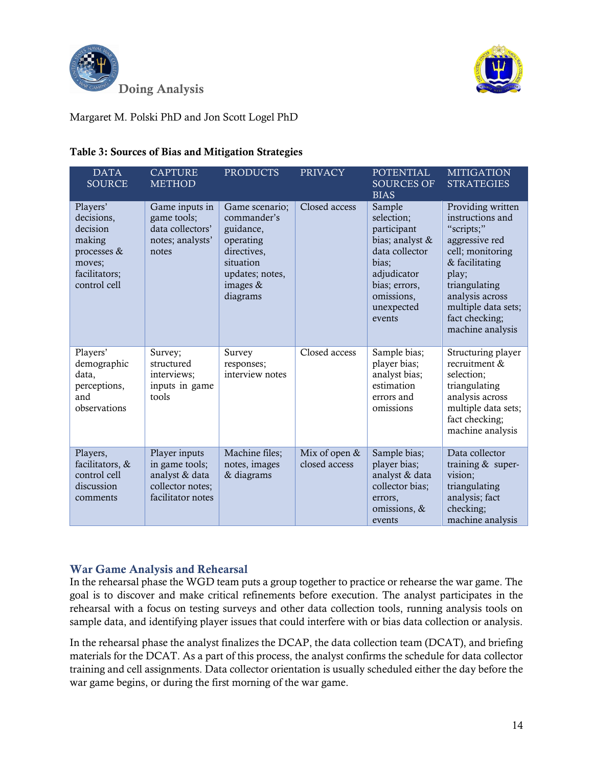**Table 3: Sources of Bias and Mitigation Strategies**

| DATA SOURCE | CAPTURE METHOD | PRODUCTS | PRIVACY | POTENTIAL SOURCES OF BIAS | MITIGATION STRATEGIES |
|---|---|---|---|---|---|
| Players' decisions, decision making processes & moves; facilitators; control cell | Game inputs in game tools; data collectors' notes; analysts' notes | Game scenario; commander's guidance, operating directives, situation updates; notes, images & diagrams | Closed access | Sample selection; participant bias; analyst & data collector bias; adjudicator bias; errors, omissions, unexpected events | Providing written instructions and "scripts;" aggressive red cell; monitoring & facilitating play; triangulating analysis across multiple data sets; fact checking; machine analysis |
| Players' demographic data, perceptions, and observations | Survey; structured interviews; inputs in game tools | Survey responses; interview notes | Closed access | Sample bias; player bias; analyst bias; estimation errors and omissions | Structuring player recruitment & selection; triangulating analysis across multiple data sets; fact checking; machine analysis |
| Players, facilitators, & control cell discussion comments | Player inputs in game tools; analyst & data collector notes; facilitator notes | Machine files; notes, images & diagrams | Mix of open & closed access | Sample bias; player bias; analyst & data collector bias; errors, omissions, & events | Data collector training & supervision; triangulating analysis; fact checking; machine analysis |

## War Game Analysis and Rehearsal

In the rehearsal phase the WGD team puts a group together to practice or rehearse the war game. The goal is to discover and make critical refinements before execution. The analyst participates in the rehearsal with a focus on testing surveys and other data collection tools, running analysis tools on sample data, and identifying player issues that could interfere with or bias data collection or analysis.

In the rehearsal phase the analyst finalizes the DCAP, the data collection team (DCAT), and briefing materials for the DCAT. As a part of this process, the analyst confirms the schedule for data collector training and cell assignments. Data collector orientation is usually scheduled either the day before the war game begins, or during the first morning of the war game.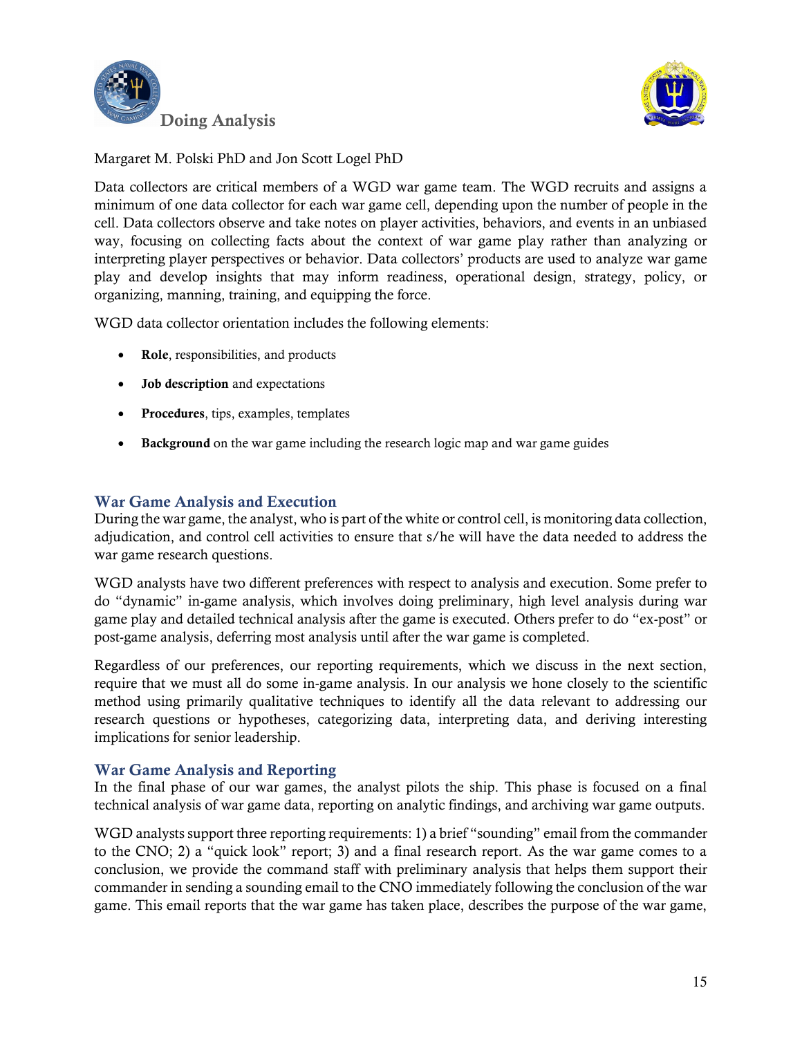# Doing Analysis

Margaret M. Polski PhD and Jon Scott Logel PhD

Data collectors are critical members of a WGD war game team. The WGD recruits and assigns a minimum of one data collector for each war game cell, depending upon the number of people in the cell. Data collectors observe and take notes on player activities, behaviors, and events in an unbiased way, focusing on collecting facts about the context of war game play rather than analyzing or interpreting player perspectives or behavior. Data collectors' products are used to analyze war game play and develop insights that may inform readiness, operational design, strategy, policy, or organizing, manning, training, and equipping the force.

WGD data collector orientation includes the following elements:

- **Role**, responsibilities, and products
- **Job description** and expectations
- **Procedures**, tips, examples, templates
- **Background** on the war game including the research logic map and war game guides

## War Game Analysis and Execution

During the war game, the analyst, who is part of the white or control cell, is monitoring data collection, adjudication, and control cell activities to ensure that s/he will have the data needed to address the war game research questions.

WGD analysts have two different preferences with respect to analysis and execution. Some prefer to do "dynamic" in-game analysis, which involves doing preliminary, high level analysis during war game play and detailed technical analysis after the game is executed. Others prefer to do "ex-post" or post-game analysis, deferring most analysis until after the war game is completed.

Regardless of our preferences, our reporting requirements, which we discuss in the next section, require that we must all do some in-game analysis. In our analysis we hone closely to the scientific method using primarily qualitative techniques to identify all the data relevant to addressing our research questions or hypotheses, categorizing data, interpreting data, and deriving interesting implications for senior leadership.

## War Game Analysis and Reporting

In the final phase of our war games, the analyst pilots the ship. This phase is focused on a final technical analysis of war game data, reporting on analytic findings, and archiving war game outputs.

WGD analysts support three reporting requirements: 1) a brief "sounding" email from the commander to the CNO; 2) a "quick look" report; 3) and a final research report. As the war game comes to a conclusion, we provide the command staff with preliminary analysis that helps them support their commander in sending a sounding email to the CNO immediately following the conclusion of the war game. This email reports that the war game has taken place, describes the purpose of the war game,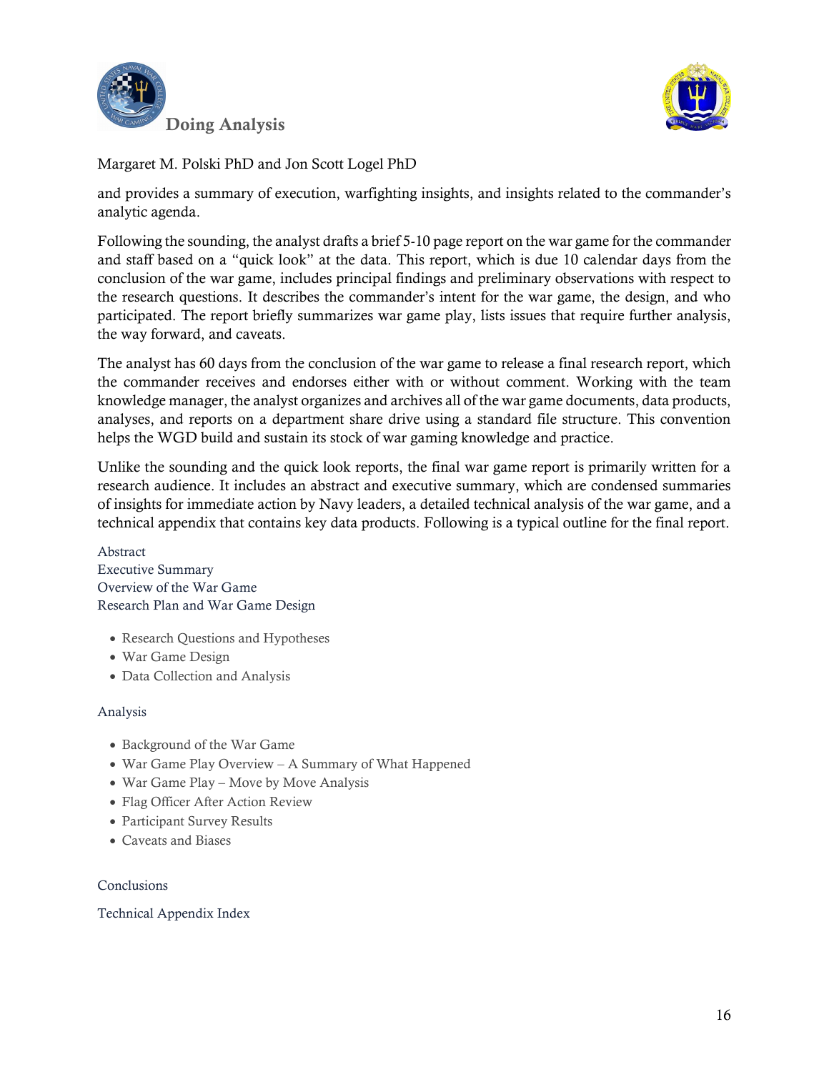and provides a summary of execution, warfighting insights, and insights related to the commander's analytic agenda.

Following the sounding, the analyst drafts a brief 5-10 page report on the war game for the commander and staff based on a "quick look" at the data. This report, which is due 10 calendar days from the conclusion of the war game, includes principal findings and preliminary observations with respect to the research questions. It describes the commander's intent for the war game, the design, and who participated. The report briefly summarizes war game play, lists issues that require further analysis, the way forward, and caveats.

The analyst has 60 days from the conclusion of the war game to release a final research report, which the commander receives and endorses either with or without comment. Working with the team knowledge manager, the analyst organizes and archives all of the war game documents, data products, analyses, and reports on a department share drive using a standard file structure. This convention helps the WGD build and sustain its stock of war gaming knowledge and practice.

Unlike the sounding and the quick look reports, the final war game report is primarily written for a research audience. It includes an abstract and executive summary, which are condensed summaries of insights for immediate action by Navy leaders, a detailed technical analysis of the war game, and a technical appendix that contains key data products. Following is a typical outline for the final report.

Abstract
Executive Summary
Overview of the War Game
Research Plan and War Game Design

- Research Questions and Hypotheses
- War Game Design
- Data Collection and Analysis

Analysis

- Background of the War Game
- War Game Play Overview – A Summary of What Happened
- War Game Play – Move by Move Analysis
- Flag Officer After Action Review
- Participant Survey Results
- Caveats and Biases

Conclusions

Technical Appendix Index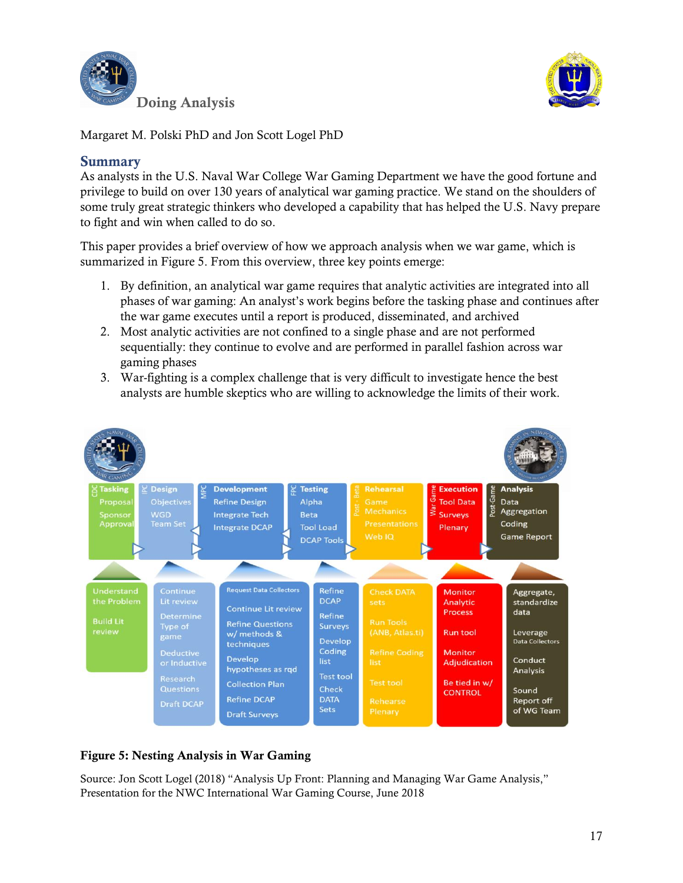# Doing Analysis

Margaret M. Polski PhD and Jon Scott Logel PhD

## Summary

As analysts in the U.S. Naval War College War Gaming Department we have the good fortune and privilege to build on over 130 years of analytical war gaming practice. We stand on the shoulders of some truly great strategic thinkers who developed a capability that has helped the U.S. Navy prepare to fight and win when called to do so.

This paper provides a brief overview of how we approach analysis when we war game, which is summarized in Figure 5. From this overview, three key points emerge:

1. By definition, an analytical war game requires that analytic activities are integrated into all phases of war gaming: An analyst's work begins before the tasking phase and continues after the war game executes until a report is produced, disseminated, and archived
2. Most analytic activities are not confined to a single phase and are not performed sequentially: they continue to evolve and are performed in parallel fashion across war gaming phases
3. War-fighting is a complex challenge that is very difficult to investigate hence the best analysts are humble skeptics who are willing to acknowledge the limits of their work.

| CDC: Tasking | IPC: Design | MPC: Development | FPC: Testing | Post-Beta: Rehearsal | War Game: Execution | Post-Game: Analysis |
|---|---|---|---|---|---|---|
| Proposal<br>Sponsor Approval | Objectives<br>WGD Team Set | Refine Design<br>Integrate Tech<br>Integrate DCAP | Alpha<br>Beta<br>Tool Load<br>DCAP Tools | Game Mechanics<br>Presentations<br>Web IQ | Tool Data<br>Surveys<br>Plenary | Data Aggregation<br>Coding<br>Game Report |
| Understand the Problem<br>Build Lit review | Continue Lit review<br>Determine Type of game<br>Deductive or Inductive<br>Research Questions<br>Draft DCAP | Request Data Collectors<br>Continue Lit review<br>Refine Questions w/ methods & techniques<br>Develop hypotheses as rqd<br>Collection Plan<br>Refine DCAP<br>Draft Surveys | Refine DCAP<br>Refine Surveys<br>Develop Coding list<br>Test tool<br>Check DATA Sets | Check DATA sets<br>Run Tools (ANB, Atlas.ti)<br>Refine Coding list<br>Test tool<br>Rehearse Plenary | Monitor Analytic Process<br>Run tool<br>Monitor Adjudication<br>Be tied in w/ CONTROL | Aggregate, standardize data<br>Leverage Data Collectors<br>Conduct Analysis<br>Sound Report off of WG Team |

**Figure 5: Nesting Analysis in War Gaming**

Source: Jon Scott Logel (2018) "Analysis Up Front: Planning and Managing War Game Analysis," Presentation for the NWC International War Gaming Course, June 2018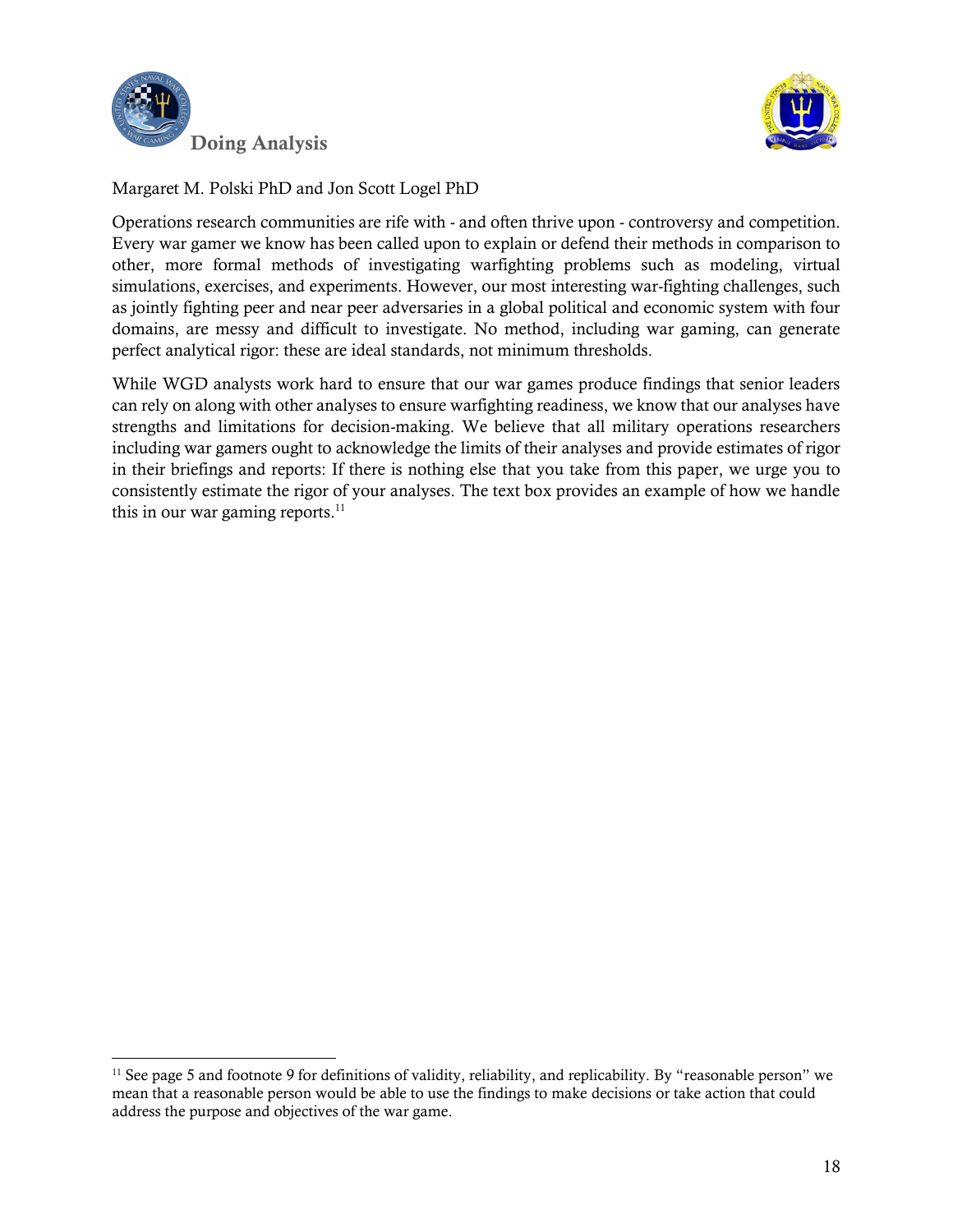# Doing Analysis

Margaret M. Polski PhD and Jon Scott Logel PhD

Operations research communities are rife with - and often thrive upon - controversy and competition. Every war gamer we know has been called upon to explain or defend their methods in comparison to other, more formal methods of investigating warfighting problems such as modeling, virtual simulations, exercises, and experiments. However, our most interesting war-fighting challenges, such as jointly fighting peer and near peer adversaries in a global political and economic system with four domains, are messy and difficult to investigate. No method, including war gaming, can generate perfect analytical rigor: these are ideal standards, not minimum thresholds.

While WGD analysts work hard to ensure that our war games produce findings that senior leaders can rely on along with other analyses to ensure warfighting readiness, we know that our analyses have strengths and limitations for decision-making. We believe that all military operations researchers including war gamers ought to acknowledge the limits of their analyses and provide estimates of rigor in their briefings and reports: If there is nothing else that you take from this paper, we urge you to consistently estimate the rigor of your analyses. The text box provides an example of how we handle this in our war gaming reports.[11]

---

[11] See page 5 and footnote 9 for definitions of validity, reliability, and replicability. By "reasonable person" we mean that a reasonable person would be able to use the findings to make decisions or take action that could address the purpose and objectives of the war game.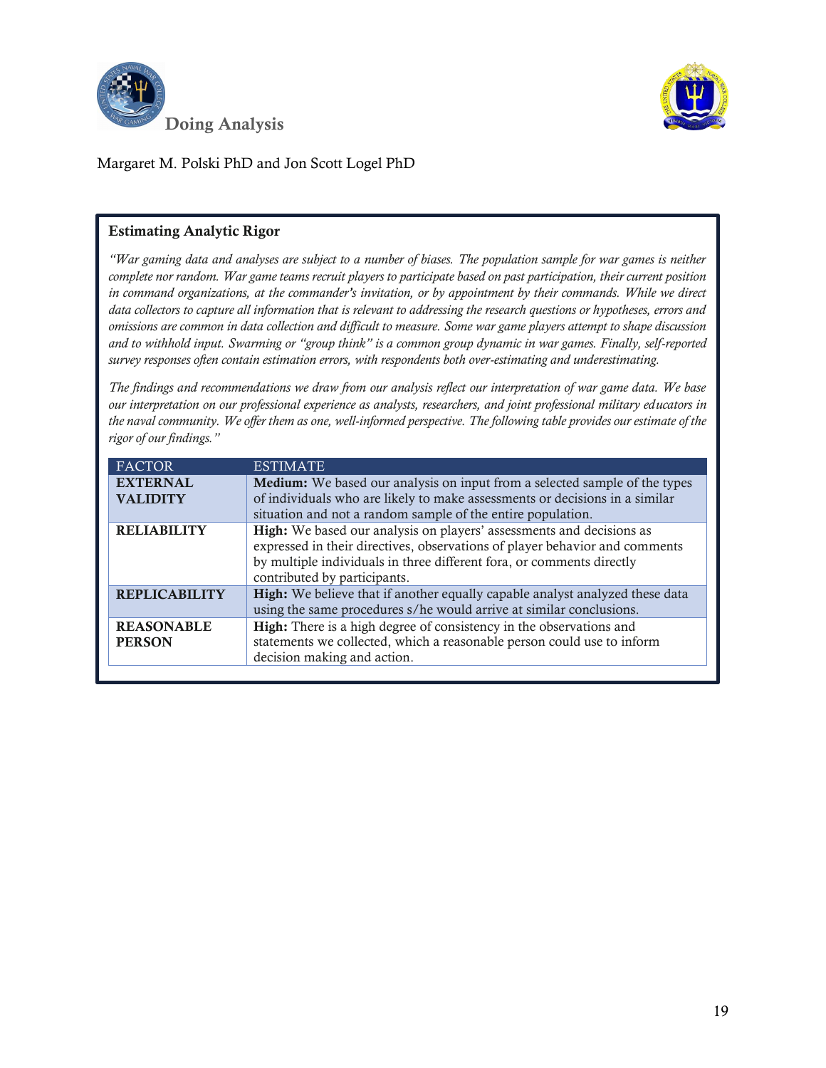Doing Analysis

Margaret M. Polski PhD and Jon Scott Logel PhD

### Estimating Analytic Rigor

*"War gaming data and analyses are subject to a number of biases. The population sample for war games is neither complete nor random. War game teams recruit players to participate based on past participation, their current position in command organizations, at the commander's invitation, or by appointment by their commands. While we direct data collectors to capture all information that is relevant to addressing the research questions or hypotheses, errors and omissions are common in data collection and difficult to measure. Some war game players attempt to shape discussion and to withhold input. Swarming or "group think" is a common group dynamic in war games. Finally, self-reported survey responses often contain estimation errors, with respondents both over-estimating and underestimating.*

*The findings and recommendations we draw from our analysis reflect our interpretation of war game data. We base our interpretation on our professional experience as analysts, researchers, and joint professional military educators in the naval community. We offer them as one, well-informed perspective. The following table provides our estimate of the rigor of our findings."*

| FACTOR | ESTIMATE |
|---|---|
| **EXTERNAL VALIDITY** | **Medium:** We based our analysis on input from a selected sample of the types of individuals who are likely to make assessments or decisions in a similar situation and not a random sample of the entire population. |
| **RELIABILITY** | **High:** We based our analysis on players' assessments and decisions as expressed in their directives, observations of player behavior and comments by multiple individuals in three different fora, or comments directly contributed by participants. |
| **REPLICABILITY** | **High:** We believe that if another equally capable analyst analyzed these data using the same procedures s/he would arrive at similar conclusions. |
| **REASONABLE PERSON** | **High:** There is a high degree of consistency in the observations and statements we collected, which a reasonable person could use to inform decision making and action. |